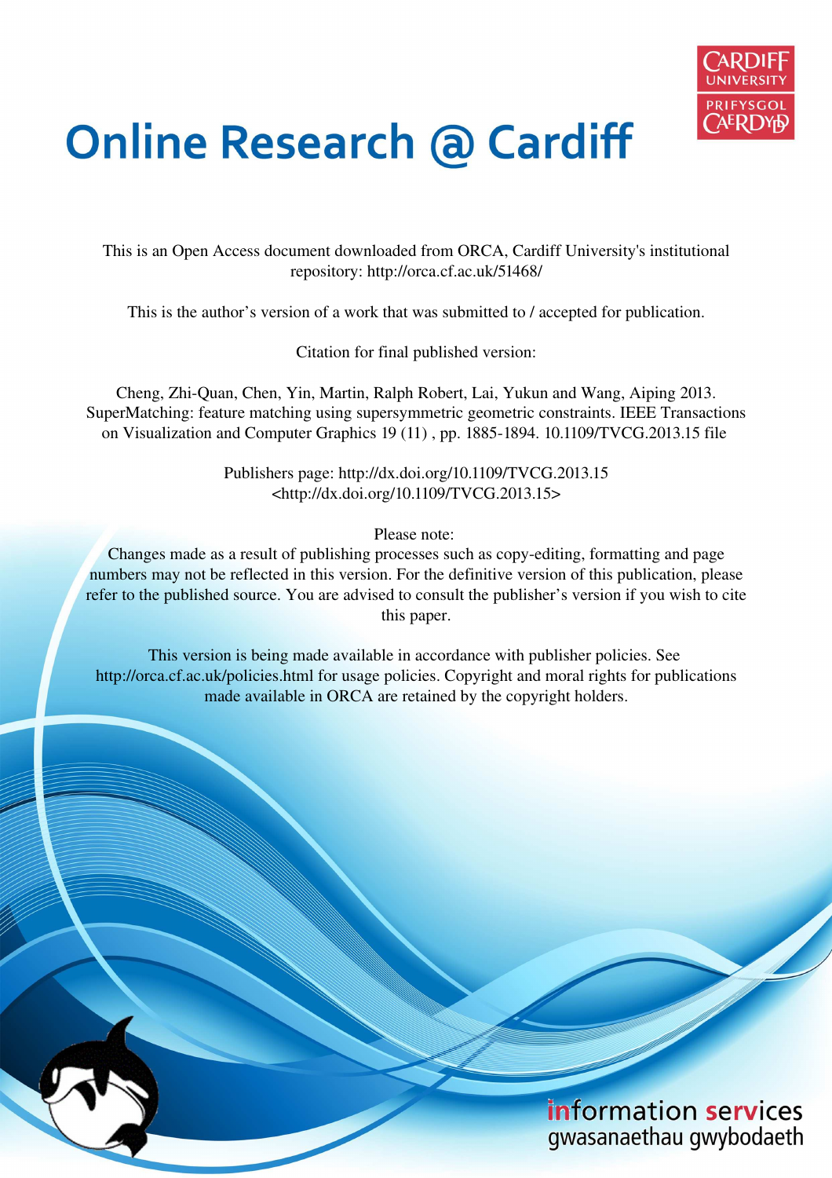# Online Research @ Cardiff

This is an Open Access document downloaded from ORCA, Cardiff University's institutional repository: http://orca.cf.ac.uk/51468/

This is the author's version of a work that was submitted to / accepted for publication.

Citation for final published version:

Cheng, Zhi-Quan, Chen, Yin, Martin, Ralph Robert, Lai, Yukun and Wang, Aiping 2013. SuperMatching: feature matching using supersymmetric geometric constraints. IEEE Transactions on Visualization and Computer Graphics 19 (11) , pp. 1885-1894. 10.1109/TVCG.2013.15 file

Publishers page: http://dx.doi.org/10.1109/TVCG.2013.15 <http://dx.doi.org/10.1109/TVCG.2013.15>

Please note:
Changes made as a result of publishing processes such as copy-editing, formatting and page numbers may not be reflected in this version. For the definitive version of this publication, please refer to the published source. You are advised to consult the publisher's version if you wish to cite this paper.

This version is being made available in accordance with publisher policies. See http://orca.cf.ac.uk/policies.html for usage policies. Copyright and moral rights for publications made available in ORCA are retained by the copyright holders.

information services
gwasanaethau gwybodaeth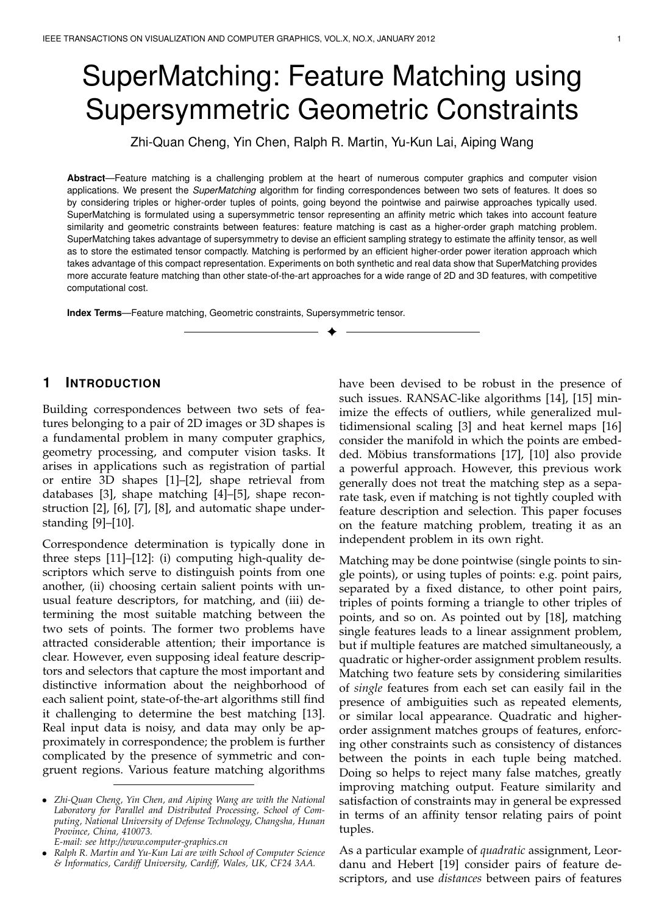# SuperMatching: Feature Matching using Supersymmetric Geometric Constraints

Zhi-Quan Cheng, Yin Chen, Ralph R. Martin, Yu-Kun Lai, Aiping Wang

**Abstract**—Feature matching is a challenging problem at the heart of numerous computer graphics and computer vision applications. We present the *SuperMatching* algorithm for finding correspondences between two sets of features. It does so by considering triples or higher-order tuples of points, going beyond the pointwise and pairwise approaches typically used. SuperMatching is formulated using a supersymmetric tensor representing an affinity metric which takes into account feature similarity and geometric constraints between features: feature matching is cast as a higher-order graph matching problem. SuperMatching takes advantage of supersymmetry to devise an efficient sampling strategy to estimate the affinity tensor, as well as to store the estimated tensor compactly. Matching is performed by an efficient higher-order power iteration approach which takes advantage of this compact representation. Experiments on both synthetic and real data show that SuperMatching provides more accurate feature matching than other state-of-the-art approaches for a wide range of 2D and 3D features, with competitive computational cost.

**Index Terms**—Feature matching, Geometric constraints, Supersymmetric tensor.

## 1 Introduction

Building correspondences between two sets of features belonging to a pair of 2D images or 3D shapes is a fundamental problem in many computer graphics, geometry processing, and computer vision tasks. It arises in applications such as registration of partial or entire 3D shapes [1]–[2], shape retrieval from databases [3], shape matching [4]–[5], shape reconstruction [2], [6], [7], [8], and automatic shape understanding [9]–[10].

Correspondence determination is typically done in three steps [11]–[12]: (i) computing high-quality descriptors which serve to distinguish points from one another, (ii) choosing certain salient points with unusual feature descriptors, for matching, and (iii) determining the most suitable matching between the two sets of points. The former two problems have attracted considerable attention; their importance is clear. However, even supposing ideal feature descriptors and selectors that capture the most important and distinctive information about the neighborhood of each salient point, state-of-the-art algorithms still find it challenging to determine the best matching [13]. Real input data is noisy, and data may only be approximately in correspondence; the problem is further complicated by the presence of symmetric and congruent regions. Various feature matching algorithms have been devised to be robust in the presence of such issues. RANSAC-like algorithms [14], [15] minimize the effects of outliers, while generalized multidimensional scaling [3] and heat kernel maps [16] consider the manifold in which the points are embedded. Möbius transformations [17], [10] also provide a powerful approach. However, this previous work generally does not treat the matching step as a separate task, even if matching is not tightly coupled with feature description and selection. This paper focuses on the feature matching problem, treating it as an independent problem in its own right.

Matching may be done pointwise (single points to single points), or using tuples of points: e.g. point pairs, separated by a fixed distance, to other point pairs, triples of points forming a triangle to other triples of points, and so on. As pointed out by [18], matching single features leads to a linear assignment problem, but if multiple features are matched simultaneously, a quadratic or higher-order assignment problem results. Matching two feature sets by considering similarities of *single* features from each set can easily fail in the presence of ambiguities such as repeated elements, or similar local appearance. Quadratic and higher-order assignment matches groups of features, enforcing other constraints such as consistency of distances between the points in each tuple being matched. Doing so helps to reject many false matches, greatly improving matching output. Feature similarity and satisfaction of constraints may in general be expressed in terms of an affinity tensor relating pairs of point tuples.

As a particular example of *quadratic* assignment, Leordanu and Hebert [19] consider pairs of feature descriptors, and use *distances* between pairs of features

- *Zhi-Quan Cheng, Yin Chen, and Aiping Wang are with the National Laboratory for Parallel and Distributed Processing, School of Computing, National University of Defense Technology, Changsha, Hunan Province, China, 410073.*
  *E-mail: see http://www.computer-graphics.cn*
- *Ralph R. Martin and Yu-Kun Lai are with School of Computer Science & Informatics, Cardiff University, Cardiff, Wales, UK, CF24 3AA.*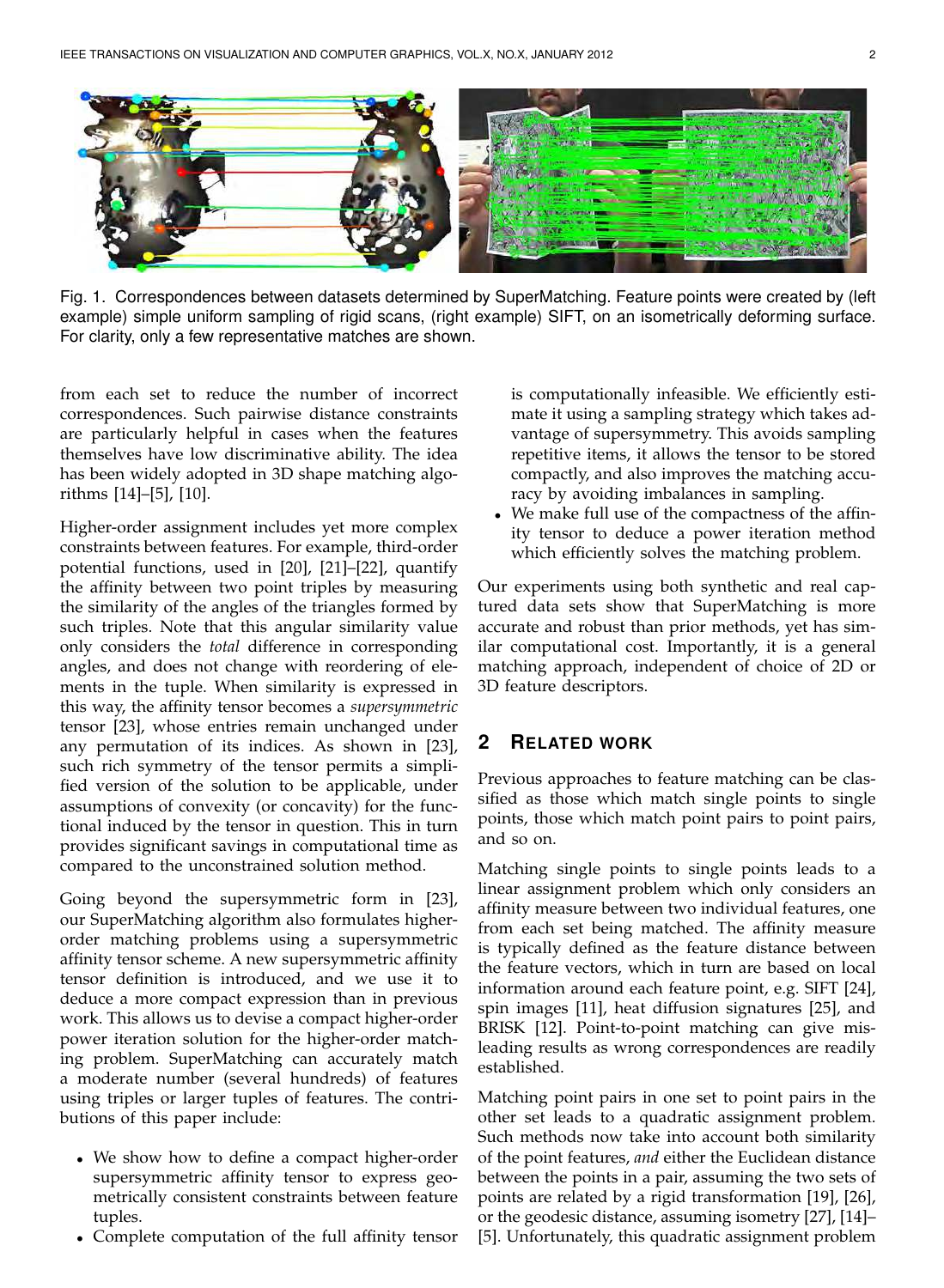Fig. 1. Correspondences between datasets determined by SuperMatching. Feature points were created by (left example) simple uniform sampling of rigid scans, (right example) SIFT, on an isometrically deforming surface. For clarity, only a few representative matches are shown.

from each set to reduce the number of incorrect correspondences. Such pairwise distance constraints are particularly helpful in cases when the features themselves have low discriminative ability. The idea has been widely adopted in 3D shape matching algorithms [14]–[5], [10].

Higher-order assignment includes yet more complex constraints between features. For example, third-order potential functions, used in [20], [21]–[22], quantify the affinity between two point triples by measuring the similarity of the angles of the triangles formed by such triples. Note that this angular similarity value only considers the *total* difference in corresponding angles, and does not change with reordering of elements in the tuple. When similarity is expressed in this way, the affinity tensor becomes a *supersymmetric* tensor [23], whose entries remain unchanged under any permutation of its indices. As shown in [23], such rich symmetry of the tensor permits a simplified version of the solution to be applicable, under assumptions of convexity (or concavity) for the functional induced by the tensor in question. This in turn provides significant savings in computational time as compared to the unconstrained solution method.

Going beyond the supersymmetric form in [23], our SuperMatching algorithm also formulates higher-order matching problems using a supersymmetric affinity tensor scheme. A new supersymmetric affinity tensor definition is introduced, and we use it to deduce a more compact expression than in previous work. This allows us to devise a compact higher-order power iteration solution for the higher-order matching problem. SuperMatching can accurately match a moderate number (several hundreds) of features using triples or larger tuples of features. The contributions of this paper include:

- We show how to define a compact higher-order supersymmetric affinity tensor to express geometrically consistent constraints between feature tuples.
- Complete computation of the full affinity tensor is computationally infeasible. We efficiently estimate it using a sampling strategy which takes advantage of supersymmetry. This avoids sampling repetitive items, it allows the tensor to be stored compactly, and also improves the matching accuracy by avoiding imbalances in sampling.
- We make full use of the compactness of the affinity tensor to deduce a power iteration method which efficiently solves the matching problem.

Our experiments using both synthetic and real captured data sets show that SuperMatching is more accurate and robust than prior methods, yet has similar computational cost. Importantly, it is a general matching approach, independent of choice of 2D or 3D feature descriptors.

## 2 Related work

Previous approaches to feature matching can be classified as those which match single points to single points, those which match point pairs to point pairs, and so on.

Matching single points to single points leads to a linear assignment problem which only considers an affinity measure between two individual features, one from each set being matched. The affinity measure is typically defined as the feature distance between the feature vectors, which in turn are based on local information around each feature point, e.g. SIFT [24], spin images [11], heat diffusion signatures [25], and BRISK [12]. Point-to-point matching can give misleading results as wrong correspondences are readily established.

Matching point pairs in one set to point pairs in the other set leads to a quadratic assignment problem. Such methods now take into account both similarity of the point features, *and* either the Euclidean distance between the points in a pair, assuming the two sets of points are related by a rigid transformation [19], [26], or the geodesic distance, assuming isometry [27], [14]–[5]. Unfortunately, this quadratic assignment problem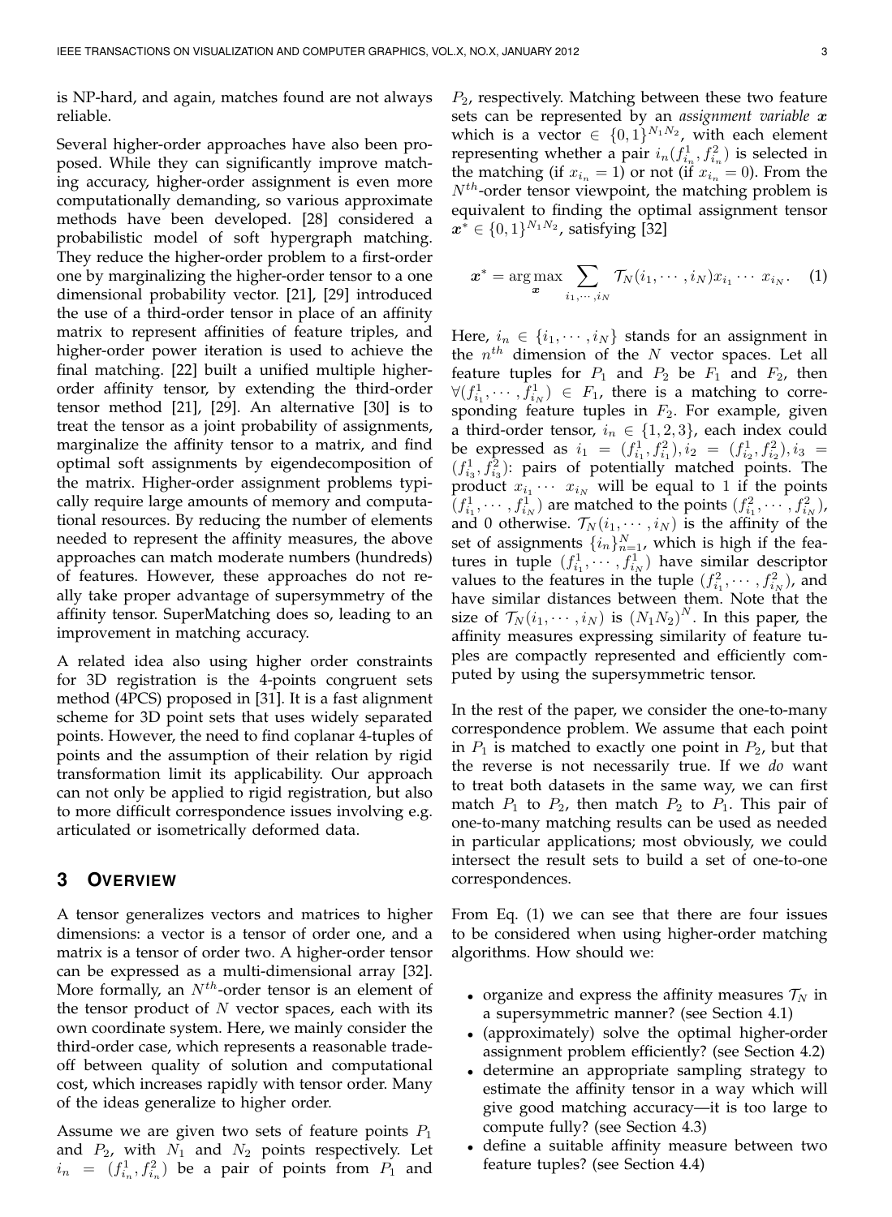is NP-hard, and again, matches found are not always reliable.

Several higher-order approaches have also been proposed. While they can significantly improve matching accuracy, higher-order assignment is even more computationally demanding, so various approximate methods have been developed. [28] considered a probabilistic model of soft hypergraph matching. They reduce the higher-order problem to a first-order one by marginalizing the higher-order tensor to a one dimensional probability vector. [21], [29] introduced the use of a third-order tensor in place of an affinity matrix to represent affinities of feature triples, and higher-order power iteration is used to achieve the final matching. [22] built a unified multiple higher-order affinity tensor, by extending the third-order tensor method [21], [29]. An alternative [30] is to treat the tensor as a joint probability of assignments, marginalize the affinity tensor to a matrix, and find optimal soft assignments by eigendecomposition of the matrix. Higher-order assignment problems typically require large amounts of memory and computational resources. By reducing the number of elements needed to represent the affinity measures, the above approaches can match moderate numbers (hundreds) of features. However, these approaches do not really take proper advantage of supersymmetry of the affinity tensor. SuperMatching does so, leading to an improvement in matching accuracy.

A related idea also using higher order constraints for 3D registration is the 4-points congruent sets method (4PCS) proposed in [31]. It is a fast alignment scheme for 3D point sets that uses widely separated points. However, the need to find coplanar 4-tuples of points and the assumption of their relation by rigid transformation limit its applicability. Our approach can not only be applied to rigid registration, but also to more difficult correspondence issues involving e.g. articulated or isometrically deformed data.

## 3 Overview

A tensor generalizes vectors and matrices to higher dimensions: a vector is a tensor of order one, and a matrix is a tensor of order two. A higher-order tensor can be expressed as a multi-dimensional array [32]. More formally, an $N^{th}$-order tensor is an element of the tensor product of $N$ vector spaces, each with its own coordinate system. Here, we mainly consider the third-order case, which represents a reasonable trade-off between quality of solution and computational cost, which increases rapidly with tensor order. Many of the ideas generalize to higher order.

Assume we are given two sets of feature points $P_1$ and $P_2$, with $N_1$ and $N_2$ points respectively. Let $i_n = (f^1_{i_n}, f^2_{i_n})$ be a pair of points from $P_1$ and $P_2$, respectively. Matching between these two feature sets can be represented by an *assignment variable* $\boldsymbol{x}$ which is a vector $\in \{0,1\}^{N_1 N_2}$, with each element representing whether a pair $i_n(f^1_{i_n}, f^2_{i_n})$ is selected in the matching (if $x_{i_n} = 1$) or not (if $x_{i_n} = 0$). From the $N^{th}$-order tensor viewpoint, the matching problem is equivalent to finding the optimal assignment tensor $\boldsymbol{x}^* \in \{0,1\}^{N_1 N_2}$, satisfying [32]

$$\boldsymbol{x}^* = \arg\max_{\boldsymbol{x}} \sum_{i_1,\cdots,i_N} \mathcal{T}_N(i_1,\cdots,i_N) x_{i_1} \cdots x_{i_N}. \quad (1)$$

Here, $i_n \in \{i_1, \cdots, i_N\}$ stands for an assignment in the $n^{th}$ dimension of the $N$ vector spaces. Let all feature tuples for $P_1$ and $P_2$ be $F_1$ and $F_2$, then $\forall (f^1_{i_1}, \cdots, f^1_{i_N}) \in F_1$, there is a matching to corresponding feature tuples in $F_2$. For example, given a third-order tensor, $i_n \in \{1,2,3\}$, each index could be expressed as $i_1 = (f^1_{i_1}, f^2_{i_1}), i_2 = (f^1_{i_2}, f^2_{i_2}), i_3 = (f^1_{i_3}, f^2_{i_3})$: pairs of potentially matched points. The product $x_{i_1} \cdots x_{i_N}$ will be equal to 1 if the points $(f^1_{i_1}, \cdots, f^1_{i_N})$ are matched to the points $(f^2_{i_1}, \cdots, f^2_{i_N})$, and 0 otherwise. $\mathcal{T}_N(i_1, \cdots, i_N)$ is the affinity of the set of assignments $\{i_n\}_{n=1}^N$, which is high if the features in tuple $(f^1_{i_1}, \cdots, f^1_{i_N})$ have similar descriptor values to the features in the tuple $(f^2_{i_1}, \cdots, f^2_{i_N})$, and have similar distances between them. Note that the size of $\mathcal{T}_N(i_1, \cdots, i_N)$ is $(N_1 N_2)^N$. In this paper, the affinity measures expressing similarity of feature tuples are compactly represented and efficiently computed by using the supersymmetric tensor.

In the rest of the paper, we consider the one-to-many correspondence problem. We assume that each point in $P_1$ is matched to exactly one point in $P_2$, but that the reverse is not necessarily true. If we *do* want to treat both datasets in the same way, we can first match $P_1$ to $P_2$, then match $P_2$ to $P_1$. This pair of one-to-many matching results can be used as needed in particular applications; most obviously, we could intersect the result sets to build a set of one-to-one correspondences.

From Eq. (1) we can see that there are four issues to be considered when using higher-order matching algorithms. How should we:

- organize and express the affinity measures $\mathcal{T}_N$ in a supersymmetric manner? (see Section 4.1)
- (approximately) solve the optimal higher-order assignment problem efficiently? (see Section 4.2)
- determine an appropriate sampling strategy to estimate the affinity tensor in a way which will give good matching accuracy—it is too large to compute fully? (see Section 4.3)
- define a suitable affinity measure between two feature tuples? (see Section 4.4)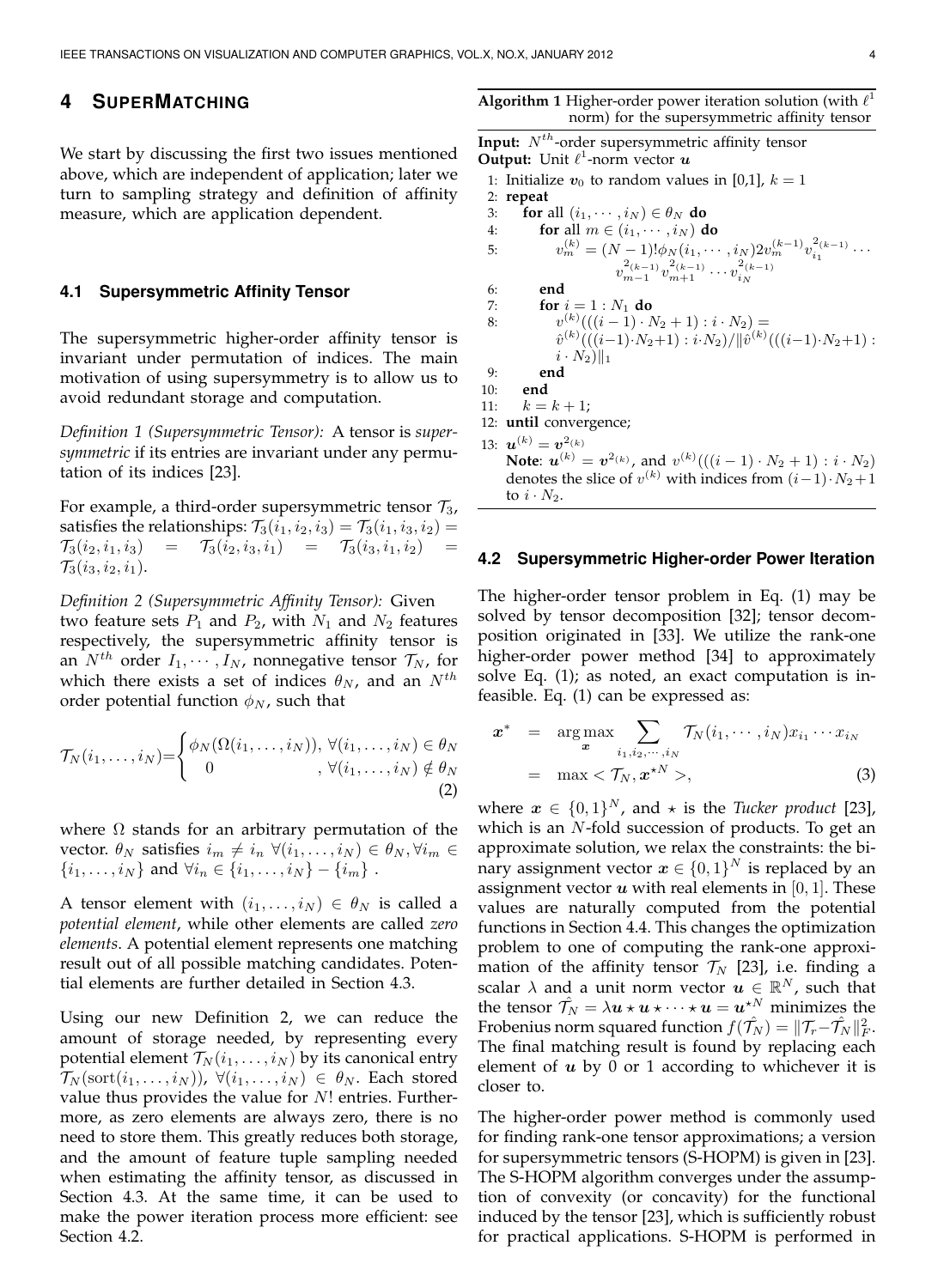## 4 SUPERMATCHING

We start by discussing the first two issues mentioned above, which are independent of application; later we turn to sampling strategy and definition of affinity measure, which are application dependent.

### 4.1 Supersymmetric Affinity Tensor

The supersymmetric higher-order affinity tensor is invariant under permutation of indices. The main motivation of using supersymmetry is to allow us to avoid redundant storage and computation.

*Definition 1 (Supersymmetric Tensor):* A tensor is *supersymmetric* if its entries are invariant under any permutation of its indices [23].

For example, a third-order supersymmetric tensor $\mathcal{T}_3$, satisfies the relationships: $\mathcal{T}_3(i_1, i_2, i_3) = \mathcal{T}_3(i_1, i_3, i_2) = \mathcal{T}_3(i_2, i_1, i_3) = \mathcal{T}_3(i_2, i_3, i_1) = \mathcal{T}_3(i_3, i_1, i_2) = \mathcal{T}_3(i_3, i_2, i_1)$.

*Definition 2 (Supersymmetric Affinity Tensor):* Given two feature sets $P_1$ and $P_2$, with $N_1$ and $N_2$ features respectively, the supersymmetric affinity tensor is an $N^{th}$ order $I_1, \cdots, I_N$, nonnegative tensor $\mathcal{T}_N$, for which there exists a set of indices $\theta_N$, and an $N^{th}$ order potential function $\phi_N$, such that

$$\mathcal{T}_N(i_1, \ldots, i_N) = \begin{cases} \phi_N(\Omega(i_1, \ldots, i_N)), & \forall (i_1, \ldots, i_N) \in \theta_N \\ 0 & , \forall (i_1, \ldots, i_N) \notin \theta_N \end{cases} \tag{2}$$

where $\Omega$ stands for an arbitrary permutation of the vector. $\theta_N$ satisfies $i_m \neq i_n \ \forall (i_1, \ldots, i_N) \in \theta_N, \forall i_m \in \{i_1, \ldots, i_N\}$ and $\forall i_n \in \{i_1, \ldots, i_N\} - \{i_m\}$ .

A tensor element with $(i_1, \ldots, i_N) \in \theta_N$ is called a *potential element*, while other elements are called *zero elements*. A potential element represents one matching result out of all possible matching candidates. Potential elements are further detailed in Section 4.3.

Using our new Definition 2, we can reduce the amount of storage needed, by representing every potential element $\mathcal{T}_N(i_1, \ldots, i_N)$ by its canonical entry $\mathcal{T}_N(\text{sort}(i_1, \ldots, i_N))$, $\forall (i_1, \ldots, i_N) \in \theta_N$. Each stored value thus provides the value for $N!$ entries. Furthermore, as zero elements are always zero, there is no need to store them. This greatly reduces both storage, and the amount of feature tuple sampling needed when estimating the affinity tensor, as discussed in Section 4.3. At the same time, it can be used to make the power iteration process more efficient: see Section 4.2.

**Algorithm 1** Higher-order power iteration solution (with $\ell^1$ norm) for the supersymmetric affinity tensor

**Input:** $N^{th}$-order supersymmetric affinity tensor
**Output:** Unit $\ell^1$-norm vector $\boldsymbol{u}$

```
1: Initialize v_0 to random values in [0,1], k = 1
2: repeat
3:   for all (i_1, ..., i_N) ∈ θ_N do
4:     for all m ∈ (i_1, ..., i_N) do
5:       v_m^(k) = (N-1)! φ_N(i_1, ..., i_N) 2 v_m^(k-1) v_{i_1}^{2(k-1)} ...
                   v_{m-1}^{2(k-1)} v_{m+1}^{2(k-1)} ... v_{i_N}^{2(k-1)}
6:     end
7:     for i = 1 : N_1 do
8:       v^(k)(((i-1)·N_2+1) : i·N_2) =
           v̂^(k)(((i-1)·N_2+1) : i·N_2) / ||v̂^(k)(((i-1)·N_2+1) : i·N_2)||_1
9:     end
10:  end
11:  k = k + 1;
12: until convergence;
13: u^(k) = v^{2(k)}
```

**Note**: $\boldsymbol{u}^{(k)} = \boldsymbol{v}^{2(k)}$, and $v^{(k)}(((i-1) \cdot N_2 + 1) : i \cdot N_2)$ denotes the slice of $v^{(k)}$ with indices from $(i-1) \cdot N_2 + 1$ to $i \cdot N_2$.

### 4.2 Supersymmetric Higher-order Power Iteration

The higher-order tensor problem in Eq. (1) may be solved by tensor decomposition [32]; tensor decomposition originated in [33]. We utilize the rank-one higher-order power method [34] to approximately solve Eq. (1); as noted, an exact computation is infeasible. Eq. (1) can be expressed as:

$$\begin{aligned} \boldsymbol{x}^* &= \arg\max_{\boldsymbol{x}} \sum_{i_1, i_2, \cdots, i_N} \mathcal{T}_N(i_1, \cdots, i_N) x_{i_1} \cdots x_{i_N} \\ &= \max < \mathcal{T}_N, \boldsymbol{x}^{\star N} >, \end{aligned} \tag{3}$$

where $\boldsymbol{x} \in \{0, 1\}^N$, and $\star$ is the *Tucker product* [23], which is an $N$-fold succession of products. To get an approximate solution, we relax the constraints: the binary assignment vector $\boldsymbol{x} \in \{0, 1\}^N$ is replaced by an assignment vector $\boldsymbol{u}$ with real elements in $[0, 1]$. These values are naturally computed from the potential functions in Section 4.4. This changes the optimization problem to one of computing the rank-one approximation of the affinity tensor $\mathcal{T}_N$ [23], i.e. finding a scalar $\lambda$ and a unit norm vector $\boldsymbol{u} \in \mathbb{R}^N$, such that the tensor $\hat{\mathcal{T}_N} = \lambda \boldsymbol{u} \star \boldsymbol{u} \star \cdots \star \boldsymbol{u} = \boldsymbol{u}^{\star N}$ minimizes the Frobenius norm squared function $f(\hat{\mathcal{T}_N}) = \|\mathcal{T}_r - \hat{\mathcal{T}_N}\|_F^2$. The final matching result is found by replacing each element of $\boldsymbol{u}$ by 0 or 1 according to whichever it is closer to.

The higher-order power method is commonly used for finding rank-one tensor approximations; a version for supersymmetric tensors (S-HOPM) is given in [23]. The S-HOPM algorithm converges under the assumption of convexity (or concavity) for the functional induced by the tensor [23], which is sufficiently robust for practical applications. S-HOPM is performed in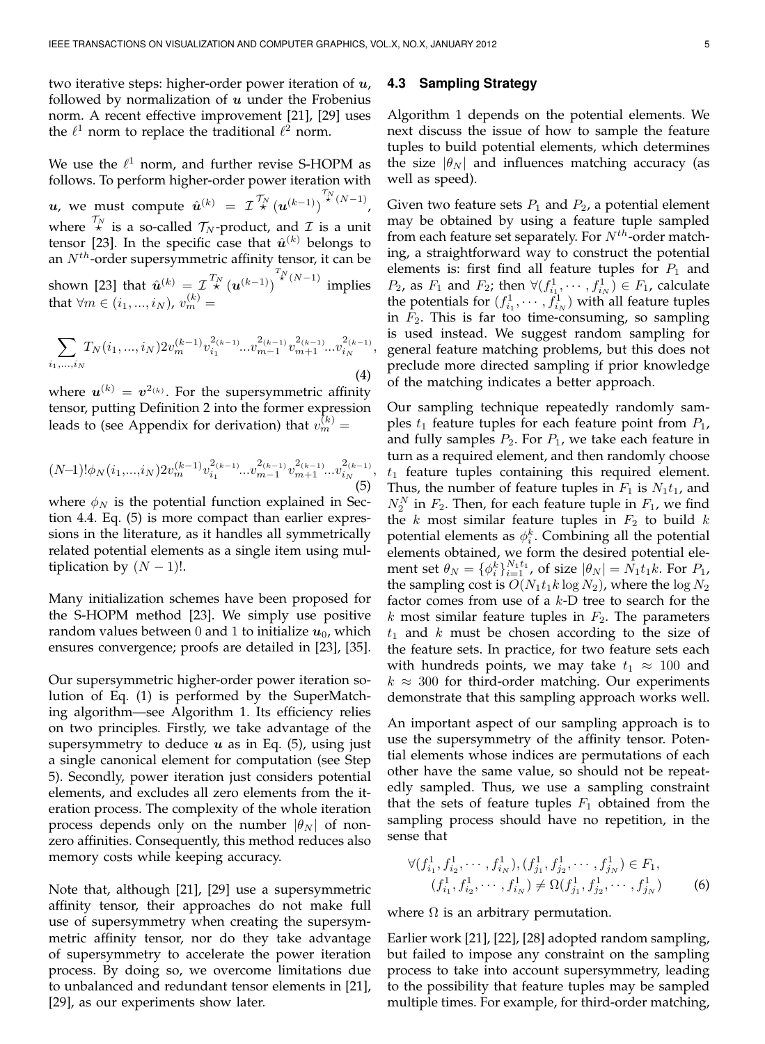two iterative steps: higher-order power iteration of $\boldsymbol{u}$, followed by normalization of $\boldsymbol{u}$ under the Frobenius norm. A recent effective improvement [21], [29] uses the $\ell^1$ norm to replace the traditional $\ell^2$ norm.

We use the $\ell^1$ norm, and further revise S-HOPM as follows. To perform higher-order power iteration with $\boldsymbol{u}$, we must compute $\hat{\boldsymbol{u}}^{(k)} = \mathcal{I} \overset{\mathcal{T}_N}{\star} (\boldsymbol{u}^{(k-1)})^{\overset{\mathcal{T}_N}{\star}(N-1)}$, where $\overset{\mathcal{T}_N}{\star}$ is a so-called $\mathcal{T}_N$-product, and $\mathcal{I}$ is a unit tensor [23]. In the specific case that $\hat{\boldsymbol{u}}^{(k)}$ belongs to an $N^{th}$-order supersymmetric affinity tensor, it can be shown [23] that $\hat{\boldsymbol{u}}^{(k)} = \mathcal{I} \overset{\mathcal{T}_N}{\star} (\boldsymbol{u}^{(k-1)})^{\overset{\mathcal{T}_N}{\star}(N-1)}$ implies that $\forall m \in (i_1, ..., i_N)$, $v_m^{(k)} =$

$$\sum_{i_1,...,i_N} T_N(i_1, ..., i_N) 2v_m^{(k-1)} v_{i_1}^{2(k-1)} ... v_{m-1}^{2(k-1)} v_{m+1}^{2(k-1)} ... v_{i_N}^{2(k-1)}, \tag{4}$$

where $\boldsymbol{u}^{(k)} = \boldsymbol{v}^{2(k)}$. For the supersymmetric affinity tensor, putting Definition 2 into the former expression leads to (see Appendix for derivation) that $v_m^{(k)} =$

$$(N-1)! \phi_N(i_1,...,i_N) 2v_m^{(k-1)} v_{i_1}^{2(k-1)} ... v_{m-1}^{2(k-1)} v_{m+1}^{2(k-1)} ... v_{i_N}^{2(k-1)}, \tag{5}$$

where $\phi_N$ is the potential function explained in Section 4.4. Eq. (5) is more compact than earlier expressions in the literature, as it handles all symmetrically related potential elements as a single item using multiplication by $(N-1)!$.

Many initialization schemes have been proposed for the S-HOPM method [23]. We simply use positive random values between 0 and 1 to initialize $\boldsymbol{u}_0$, which ensures convergence; proofs are detailed in [23], [35].

Our supersymmetric higher-order power iteration solution of Eq. (1) is performed by the SuperMatching algorithm—see Algorithm 1. Its efficiency relies on two principles. Firstly, we take advantage of the supersymmetry to deduce $\boldsymbol{u}$ as in Eq. (5), using just a single canonical element for computation (see Step 5). Secondly, power iteration just considers potential elements, and excludes all zero elements from the iteration process. The complexity of the whole iteration process depends only on the number $|\theta_N|$ of non-zero affinities. Consequently, this method reduces also memory costs while keeping accuracy.

Note that, although [21], [29] use a supersymmetric affinity tensor, their approaches do not make full use of supersymmetry when creating the supersymmetric affinity tensor, nor do they take advantage of supersymmetry to accelerate the power iteration process. By doing so, we overcome limitations due to unbalanced and redundant tensor elements in [21], [29], as our experiments show later.

### 4.3 Sampling Strategy

Algorithm 1 depends on the potential elements. We next discuss the issue of how to sample the feature tuples to build potential elements, which determines the size $|\theta_N|$ and influences matching accuracy (as well as speed).

Given two feature sets $P_1$ and $P_2$, a potential element may be obtained by using a feature tuple sampled from each feature set separately. For $N^{th}$-order matching, a straightforward way to construct the potential elements is: first find all feature tuples for $P_1$ and $P_2$, as $F_1$ and $F_2$; then $\forall (f_{i_1}^1, \cdots, f_{i_N}^1) \in F_1$, calculate the potentials for $(f_{i_1}^1, \cdots, f_{i_N}^1)$ with all feature tuples in $F_2$. This is far too time-consuming, so sampling is used instead. We suggest random sampling for general feature matching problems, but this does not preclude more directed sampling if prior knowledge of the matching indicates a better approach.

Our sampling technique repeatedly randomly samples $t_1$ feature tuples for each feature point from $P_1$, and fully samples $P_2$. For $P_1$, we take each feature in turn as a required element, and then randomly choose $t_1$ feature tuples containing this required element. Thus, the number of feature tuples in $F_1$ is $N_1 t_1$, and $N_2^N$ in $F_2$. Then, for each feature tuple in $F_1$, we find the $k$ most similar feature tuples in $F_2$ to build $k$ potential elements as $\phi_i^k$. Combining all the potential elements obtained, we form the desired potential element set $\theta_N = \{\phi_i^k\}_{i=1}^{N_1 t_1}$, of size $|\theta_N| = N_1 t_1 k$. For $P_1$, the sampling cost is $O(N_1 t_1 k \log N_2)$, where the $\log N_2$ factor comes from use of a $k$-D tree to search for the $k$ most similar feature tuples in $F_2$. The parameters $t_1$ and $k$ must be chosen according to the size of the feature sets. In practice, for two feature sets each with hundreds points, we may take $t_1 \approx 100$ and $k \approx 300$ for third-order matching. Our experiments demonstrate that this sampling approach works well.

An important aspect of our sampling approach is to use the supersymmetry of the affinity tensor. Potential elements whose indices are permutations of each other have the same value, so should not be repeatedly sampled. Thus, we use a sampling constraint that the sets of feature tuples $F_1$ obtained from the sampling process should have no repetition, in the sense that

$$\begin{gathered} \forall (f_{i_1}^1, f_{i_2}^1, \cdots, f_{i_N}^1), (f_{j_1}^1, f_{j_2}^1, \cdots, f_{j_N}^1) \in F_1, \\ (f_{i_1}^1, f_{i_2}^1, \cdots, f_{i_N}^1) \neq \Omega(f_{j_1}^1, f_{j_2}^1, \cdots, f_{j_N}^1) \end{gathered} \tag{6}$$

where $\Omega$ is an arbitrary permutation.

Earlier work [21], [22], [28] adopted random sampling, but failed to impose any constraint on the sampling process to take into account supersymmetry, leading to the possibility that feature tuples may be sampled multiple times. For example, for third-order matching,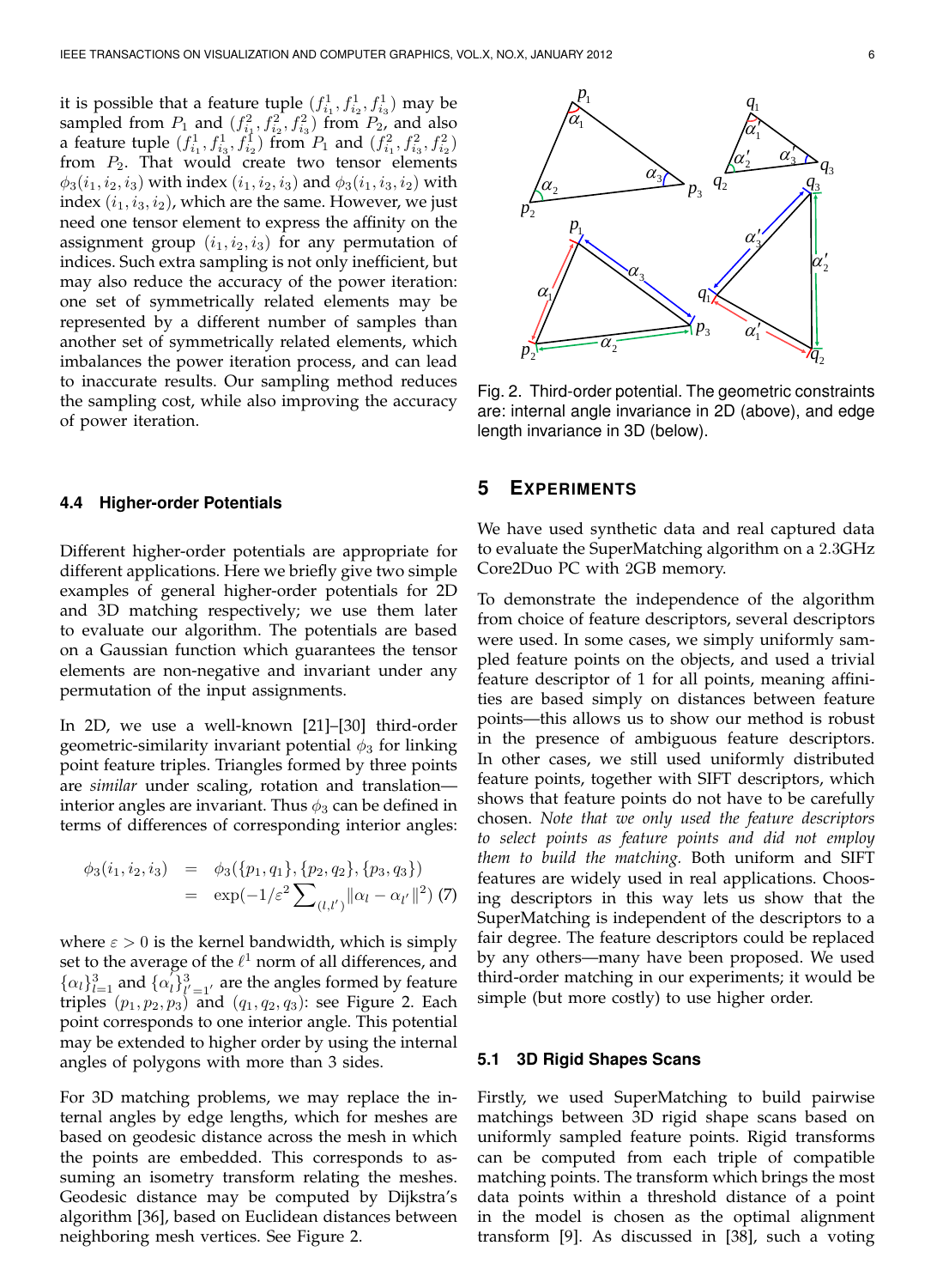it is possible that a feature tuple $(f^1_{i_1}, f^1_{i_2}, f^1_{i_3})$ may be sampled from $P_1$ and $(f^2_{i_1}, f^2_{i_2}, f^2_{i_3})$ from $P_2$, and also a feature tuple $(f^1_{i_1}, f^1_{i_3}, f^1_{i_2})$ from $P_1$ and $(f^2_{i_1}, f^2_{i_3}, f^2_{i_2})$ from $P_2$. That would create two tensor elements $\phi_3(i_1, i_2, i_3)$ with index $(i_1, i_2, i_3)$ and $\phi_3(i_1, i_3, i_2)$ with index $(i_1, i_3, i_2)$, which are the same. However, we just need one tensor element to express the affinity on the assignment group $(i_1, i_2, i_3)$ for any permutation of indices. Such extra sampling is not only inefficient, but may also reduce the accuracy of the power iteration: one set of symmetrically related elements may be represented by a different number of samples than another set of symmetrically related elements, which imbalances the power iteration process, and can lead to inaccurate results. Our sampling method reduces the sampling cost, while also improving the accuracy of power iteration.

### 4.4 Higher-order Potentials

Different higher-order potentials are appropriate for different applications. Here we briefly give two simple examples of general higher-order potentials for 2D and 3D matching respectively; we use them later to evaluate our algorithm. The potentials are based on a Gaussian function which guarantees the tensor elements are non-negative and invariant under any permutation of the input assignments.

In 2D, we use a well-known [21]–[30] third-order geometric-similarity invariant potential $\phi_3$ for linking point feature triples. Triangles formed by three points are *similar* under scaling, rotation and translation—interior angles are invariant. Thus $\phi_3$ can be defined in terms of differences of corresponding interior angles:

$$
\begin{aligned}
\phi_3(i_1, i_2, i_3) &= \phi_3(\{p_1, q_1\}, \{p_2, q_2\}, \{p_3, q_3\}) \\
&= \exp(-1/\varepsilon^2 \textstyle\sum_{(l,l')} \|\alpha_l - \alpha_{l'}\|^2) \quad (7)
\end{aligned}
$$

where $\varepsilon > 0$ is the kernel bandwidth, which is simply set to the average of the $\ell^1$ norm of all differences, and $\{\alpha_l\}^3_{l=1}$ and $\{\alpha'_l\}^3_{l'=1'}$ are the angles formed by feature triples $(p_1, p_2, p_3)$ and $(q_1, q_2, q_3)$: see Figure 2. Each point corresponds to one interior angle. This potential may be extended to higher order by using the internal angles of polygons with more than 3 sides.

For 3D matching problems, we may replace the internal angles by edge lengths, which for meshes are based on geodesic distance across the mesh in which the points are embedded. This corresponds to assuming an isometry transform relating the meshes. Geodesic distance may be computed by Dijkstra's algorithm [36], based on Euclidean distances between neighboring mesh vertices. See Figure 2.

Fig. 2. Third-order potential. The geometric constraints are: internal angle invariance in 2D (above), and edge length invariance in 3D (below).

## 5 Experiments

We have used synthetic data and real captured data to evaluate the SuperMatching algorithm on a 2.3GHz Core2Duo PC with 2GB memory.

To demonstrate the independence of the algorithm from choice of feature descriptors, several descriptors were used. In some cases, we simply uniformly sampled feature points on the objects, and used a trivial feature descriptor of 1 for all points, meaning affinities are based simply on distances between feature points—this allows us to show our method is robust in the presence of ambiguous feature descriptors. In other cases, we still used uniformly distributed feature points, together with SIFT descriptors, which shows that feature points do not have to be carefully chosen. *Note that we only used the feature descriptors to select points as feature points and did not employ them to build the matching.* Both uniform and SIFT features are widely used in real applications. Choosing descriptors in this way lets us show that the SuperMatching is independent of the descriptors to a fair degree. The feature descriptors could be replaced by any others—many have been proposed. We used third-order matching in our experiments; it would be simple (but more costly) to use higher order.

### 5.1 3D Rigid Shapes Scans

Firstly, we used SuperMatching to build pairwise matchings between 3D rigid shape scans based on uniformly sampled feature points. Rigid transforms can be computed from each triple of compatible matching points. The transform which brings the most data points within a threshold distance of a point in the model is chosen as the optimal alignment transform [9]. As discussed in [38], such a voting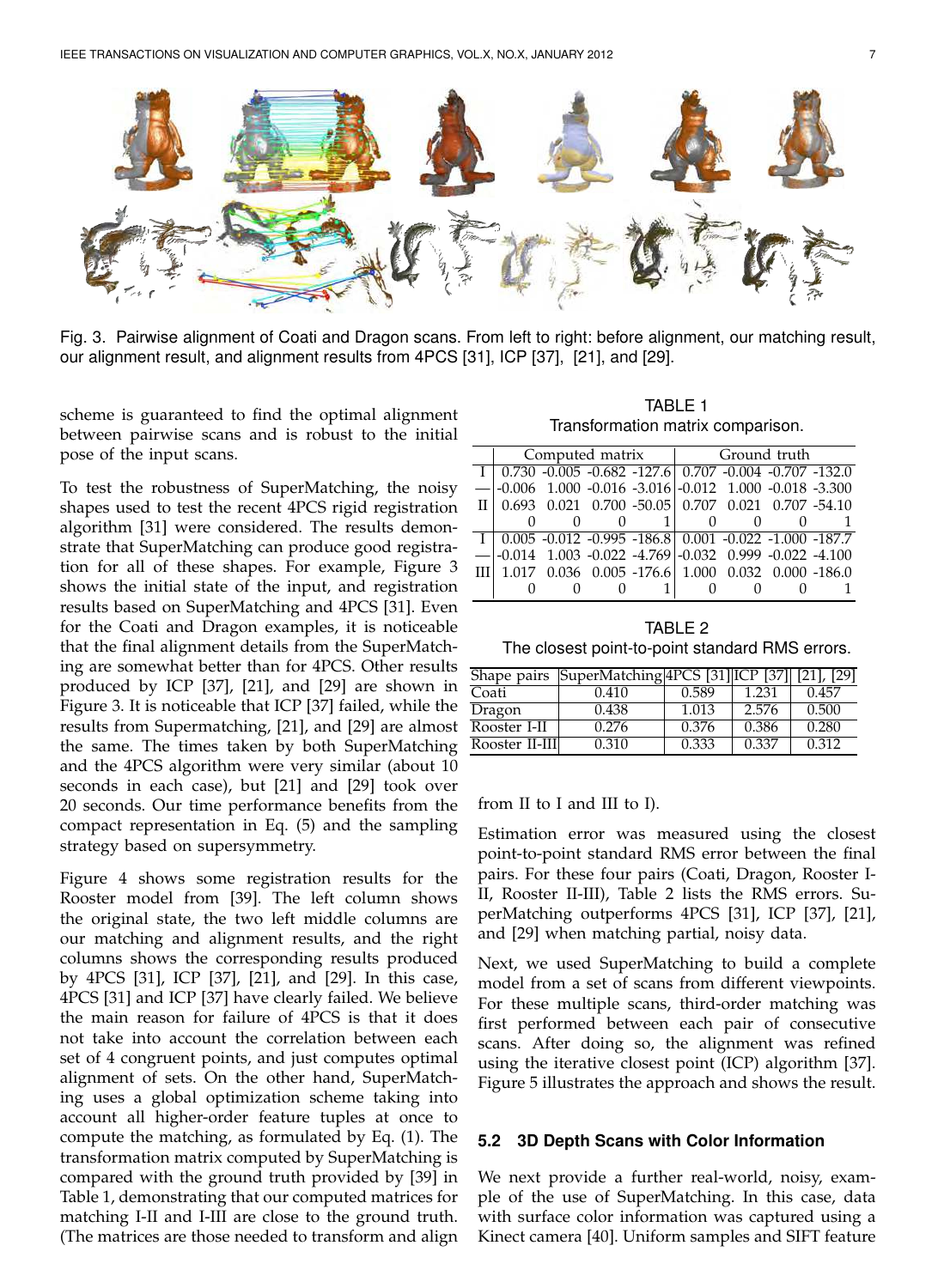Fig. 3. Pairwise alignment of Coati and Dragon scans. From left to right: before alignment, our matching result, our alignment result, and alignment results from 4PCS [31], ICP [37], [21], and [29].

scheme is guaranteed to find the optimal alignment between pairwise scans and is robust to the initial pose of the input scans.

To test the robustness of SuperMatching, the noisy shapes used to test the recent 4PCS rigid registration algorithm [31] were considered. The results demonstrate that SuperMatching can produce good registration for all of these shapes. For example, Figure 3 shows the initial state of the input, and registration results based on SuperMatching and 4PCS [31]. Even for the Coati and Dragon examples, it is noticeable that the final alignment details from the SuperMatching are somewhat better than for 4PCS. Other results produced by ICP [37], [21], and [29] are shown in Figure 3. It is noticeable that ICP [37] failed, while the results from Supermatching, [21], and [29] are almost the same. The times taken by both SuperMatching and the 4PCS algorithm were very similar (about 10 seconds in each case), but [21] and [29] took over 20 seconds. Our time performance benefits from the compact representation in Eq. (5) and the sampling strategy based on supersymmetry.

Figure 4 shows some registration results for the Rooster model from [39]. The left column shows the original state, the two left middle columns are our matching and alignment results, and the right columns shows the corresponding results produced by 4PCS [31], ICP [37], [21], and [29]. In this case, 4PCS [31] and ICP [37] have clearly failed. We believe the main reason for failure of 4PCS is that it does not take into account the correlation between each set of 4 congruent points, and just computes optimal alignment of sets. On the other hand, SuperMatching uses a global optimization scheme taking into account all higher-order feature tuples at once to compute the matching, as formulated by Eq. (1). The transformation matrix computed by SuperMatching is compared with the ground truth provided by [39] in Table 1, demonstrating that our computed matrices for matching I-II and I-III are close to the ground truth. (The matrices are those needed to transform and align from II to I and III to I).

TABLE 1
Transformation matrix comparison.

| | Computed matrix | | | | Ground truth | | | |
|---|---|---|---|---|---|---|---|---|
| I | 0.730 | -0.005 | -0.682 | -127.6 | 0.707 | -0.004 | -0.707 | -132.0 |
| — | -0.006 | 1.000 | -0.016 | -3.016 | -0.012 | 1.000 | -0.018 | -3.300 |
| II | 0.693 | 0.021 | 0.700 | -50.05 | 0.707 | 0.021 | 0.707 | -54.10 |
| | 0 | 0 | 0 | 1 | 0 | 0 | 0 | 1 |
| I | 0.005 | -0.012 | -0.995 | -186.8 | 0.001 | -0.022 | -1.000 | -187.7 |
| — | -0.014 | 1.003 | -0.022 | -4.769 | -0.032 | 0.999 | -0.022 | -4.100 |
| III | 1.017 | 0.036 | 0.005 | -176.6 | 1.000 | 0.032 | 0.000 | -186.0 |
| | 0 | 0 | 0 | 1 | 0 | 0 | 0 | 1 |

TABLE 2
The closest point-to-point standard RMS errors.

| Shape pairs | SuperMatching | 4PCS [31] | ICP [37] | [21], [29] |
|---|---|---|---|---|
| Coati | 0.410 | 0.589 | 1.231 | 0.457 |
| Dragon | 0.438 | 1.013 | 2.576 | 0.500 |
| Rooster I-II | 0.276 | 0.376 | 0.386 | 0.280 |
| Rooster II-III | 0.310 | 0.333 | 0.337 | 0.312 |

Estimation error was measured using the closest point-to-point standard RMS error between the final pairs. For these four pairs (Coati, Dragon, Rooster I-II, Rooster II-III), Table 2 lists the RMS errors. SuperMatching outperforms 4PCS [31], ICP [37], [21], and [29] when matching partial, noisy data.

Next, we used SuperMatching to build a complete model from a set of scans from different viewpoints. For these multiple scans, third-order matching was first performed between each pair of consecutive scans. After doing so, the alignment was refined using the iterative closest point (ICP) algorithm [37]. Figure 5 illustrates the approach and shows the result.

### 5.2 3D Depth Scans with Color Information

We next provide a further real-world, noisy, example of the use of SuperMatching. In this case, data with surface color information was captured using a Kinect camera [40]. Uniform samples and SIFT feature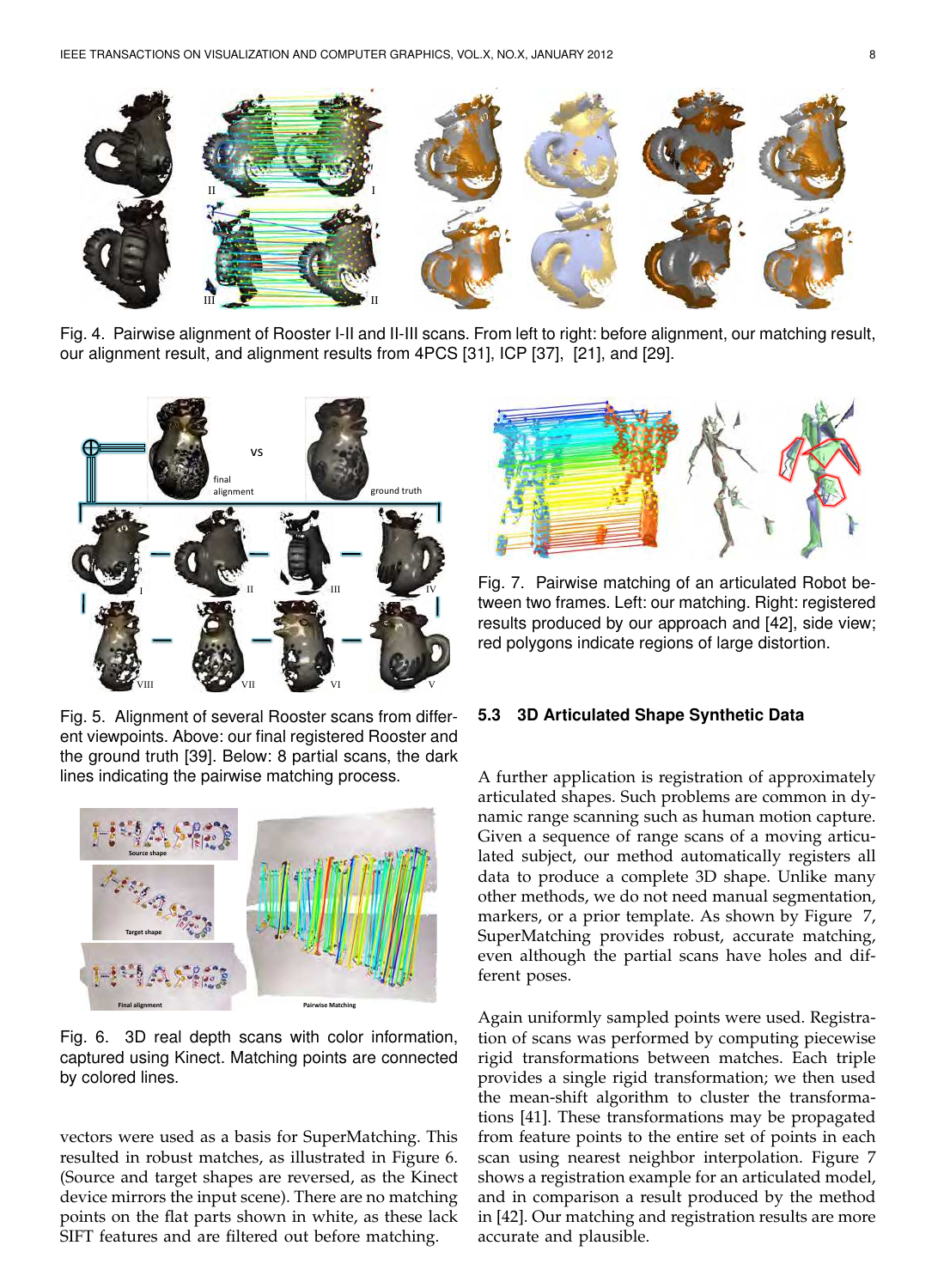Fig. 4. Pairwise alignment of Rooster I-II and II-III scans. From left to right: before alignment, our matching result, our alignment result, and alignment results from 4PCS [31], ICP [37], [21], and [29].

Fig. 5. Alignment of several Rooster scans from different viewpoints. Above: our final registered Rooster and the ground truth [39]. Below: 8 partial scans, the dark lines indicating the pairwise matching process.

Fig. 6. 3D real depth scans with color information, captured using Kinect. Matching points are connected by colored lines.

vectors were used as a basis for SuperMatching. This resulted in robust matches, as illustrated in Figure 6. (Source and target shapes are reversed, as the Kinect device mirrors the input scene). There are no matching points on the flat parts shown in white, as these lack SIFT features and are filtered out before matching.

Fig. 7. Pairwise matching of an articulated Robot between two frames. Left: our matching. Right: registered results produced by our approach and [42], side view; red polygons indicate regions of large distortion.

### 5.3 3D Articulated Shape Synthetic Data

A further application is registration of approximately articulated shapes. Such problems are common in dynamic range scanning such as human motion capture. Given a sequence of range scans of a moving articulated subject, our method automatically registers all data to produce a complete 3D shape. Unlike many other methods, we do not need manual segmentation, markers, or a prior template. As shown by Figure 7, SuperMatching provides robust, accurate matching, even although the partial scans have holes and different poses.

Again uniformly sampled points were used. Registration of scans was performed by computing piecewise rigid transformations between matches. Each triple provides a single rigid transformation; we then used the mean-shift algorithm to cluster the transformations [41]. These transformations may be propagated from feature points to the entire set of points in each scan using nearest neighbor interpolation. Figure 7 shows a registration example for an articulated model, and in comparison a result produced by the method in [42]. Our matching and registration results are more accurate and plausible.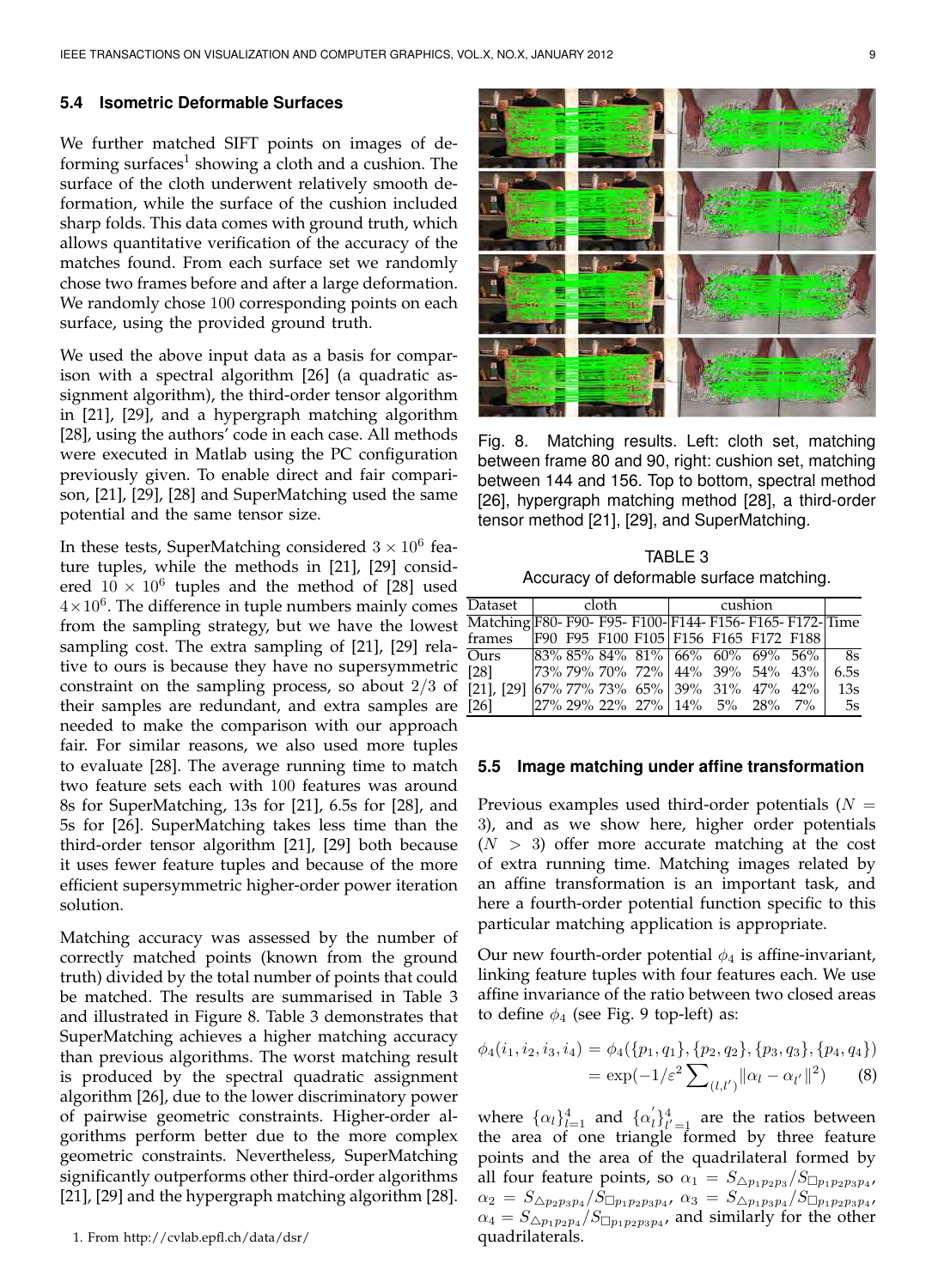### 5.4 Isometric Deformable Surfaces

We further matched SIFT points on images of deforming surfaces[1] showing a cloth and a cushion. The surface of the cloth underwent relatively smooth deformation, while the surface of the cushion included sharp folds. This data comes with ground truth, which allows quantitative verification of the accuracy of the matches found. From each surface set we randomly chose two frames before and after a large deformation. We randomly chose 100 corresponding points on each surface, using the provided ground truth.

We used the above input data as a basis for comparison with a spectral algorithm [26] (a quadratic assignment algorithm), the third-order tensor algorithm in [21], [29], and a hypergraph matching algorithm [28], using the authors' code in each case. All methods were executed in Matlab using the PC configuration previously given. To enable direct and fair comparison, [21], [29], [28] and SuperMatching used the same potential and the same tensor size.

In these tests, SuperMatching considered $3 \times 10^6$ feature tuples, while the methods in [21], [29] considered $10 \times 10^6$ tuples and the method of [28] used $4 \times 10^6$. The difference in tuple numbers mainly comes from the sampling strategy, but we have the lowest sampling cost. The extra sampling of [21], [29] relative to ours is because they have no supersymmetric constraint on the sampling process, so about 2/3 of their samples are redundant, and extra samples are needed to make the comparison with our approach fair. For similar reasons, we also used more tuples to evaluate [28]. The average running time to match two feature sets each with 100 features was around 8s for SuperMatching, 13s for [21], 6.5s for [28], and 5s for [26]. SuperMatching takes less time than the third-order tensor algorithm [21], [29] both because it uses fewer feature tuples and because of the more efficient supersymmetric higher-order power iteration solution.

Matching accuracy was assessed by the number of correctly matched points (known from the ground truth) divided by the total number of points that could be matched. The results are summarised in Table 3 and illustrated in Figure 8. Table 3 demonstrates that SuperMatching achieves a higher matching accuracy than previous algorithms. The worst matching result is produced by the spectral quadratic assignment algorithm [26], due to the lower discriminatory power of pairwise geometric constraints. Higher-order algorithms perform better due to the more complex geometric constraints. Nevertheless, SuperMatching significantly outperforms other third-order algorithms [21], [29] and the hypergraph matching algorithm [28].

1. From http://cvlab.epfl.ch/data/dsr/

Fig. 8. Matching results. Left: cloth set, matching between frame 80 and 90, right: cushion set, matching between 144 and 156. Top to bottom, spectral method [26], hypergraph matching method [28], a third-order tensor method [21], [29], and SuperMatching.

TABLE 3
Accuracy of deformable surface matching.

| Dataset | cloth | | | | cushion | | | | |
|---|---|---|---|---|---|---|---|---|---|
| Matching frames | F80-F90 | F90-F95 | F95-F100 | F100-F105 | F144-F156 | F156-F165 | F165-F172 | F172-F188 | Time |
| Ours | 83% | 85% | 84% | 81% | 66% | 60% | 69% | 56% | 8s |
| [28] | 73% | 79% | 70% | 72% | 44% | 39% | 54% | 43% | 6.5s |
| [21], [29] | 67% | 77% | 73% | 65% | 39% | 31% | 47% | 42% | 13s |
| [26] | 27% | 29% | 22% | 27% | 14% | 5% | 28% | 7% | 5s |

### 5.5 Image matching under affine transformation

Previous examples used third-order potentials ($N = 3$), and as we show here, higher order potentials ($N > 3$) offer more accurate matching at the cost of extra running time. Matching images related by an affine transformation is an important task, and here a fourth-order potential function specific to this particular matching application is appropriate.

Our new fourth-order potential $\phi_4$ is affine-invariant, linking feature tuples with four features each. We use affine invariance of the ratio between two closed areas to define $\phi_4$ (see Fig. 9 top-left) as:

$$
\begin{aligned}
\phi_4(i_1, i_2, i_3, i_4) &= \phi_4(\{p_1, q_1\}, \{p_2, q_2\}, \{p_3, q_3\}, \{p_4, q_4\}) \\
&= \exp(-1/\varepsilon^2 \sum\nolimits_{(l,l')} \|\alpha_l - \alpha_{l'}\|^2) \qquad (8)
\end{aligned}
$$

where $\{\alpha_l\}_{l=1}^4$ and $\{\alpha_l^{'}\}_{l'=1}^4$ are the ratios between the area of one triangle formed by three feature points and the area of the quadrilateral formed by all four feature points, so $\alpha_1 = S_{\triangle p_1 p_2 p_3}/S_{\square p_1 p_2 p_3 p_4}$, $\alpha_2 = S_{\triangle p_2 p_3 p_4}/S_{\square p_1 p_2 p_3 p_4}$, $\alpha_3 = S_{\triangle p_1 p_3 p_4}/S_{\square p_1 p_2 p_3 p_4}$, $\alpha_4 = S_{\triangle p_1 p_2 p_4}/S_{\square p_1 p_2 p_3 p_4}$, and similarly for the other quadrilaterals.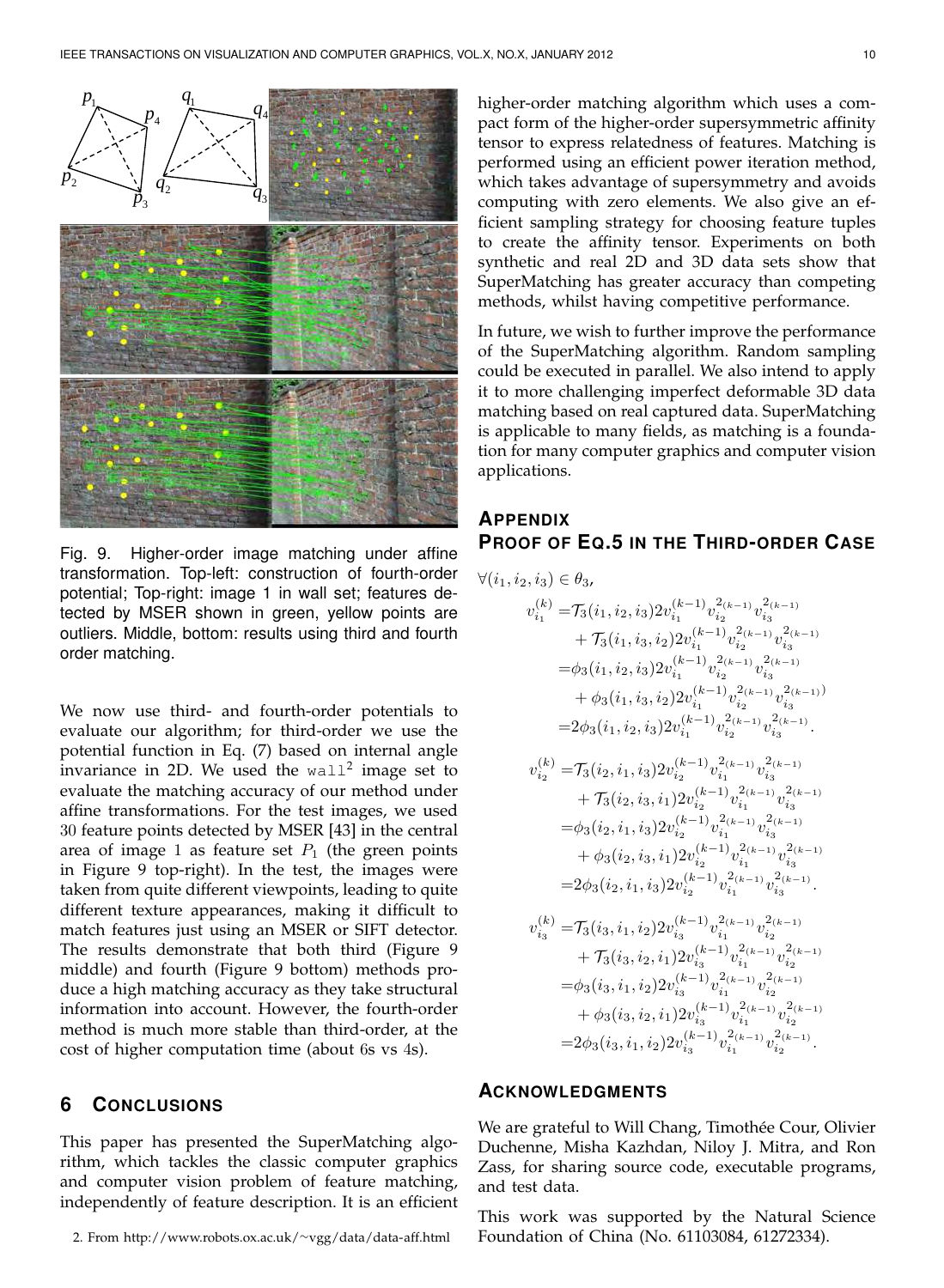Fig. 9. Higher-order image matching under affine transformation. Top-left: construction of fourth-order potential; Top-right: image 1 in wall set; features detected by MSER shown in green, yellow points are outliers. Middle, bottom: results using third and fourth order matching.

We now use third- and fourth-order potentials to evaluate our algorithm; for third-order we use the potential function in Eq. (7) based on internal angle invariance in 2D. We used the `wall`[2] image set to evaluate the matching accuracy of our method under affine transformations. For the test images, we used 30 feature points detected by MSER [43] in the central area of image 1 as feature set $P_1$ (the green points in Figure 9 top-right). In the test, the images were taken from quite different viewpoints, leading to quite different texture appearances, making it difficult to match features just using an MSER or SIFT detector. The results demonstrate that both third (Figure 9 middle) and fourth (Figure 9 bottom) methods produce a high matching accuracy as they take structural information into account. However, the fourth-order method is much more stable than third-order, at the cost of higher computation time (about 6s vs 4s).

## 6 Conclusions

This paper has presented the SuperMatching algorithm, which tackles the classic computer graphics and computer vision problem of feature matching, independently of feature description. It is an efficient higher-order matching algorithm which uses a compact form of the higher-order supersymmetric affinity tensor to express relatedness of features. Matching is performed using an efficient power iteration method, which takes advantage of supersymmetry and avoids computing with zero elements. We also give an efficient sampling strategy for choosing feature tuples to create the affinity tensor. Experiments on both synthetic and real 2D and 3D data sets show that SuperMatching has greater accuracy than competing methods, whilst having competitive performance.

In future, we wish to further improve the performance of the SuperMatching algorithm. Random sampling could be executed in parallel. We also intend to apply it to more challenging imperfect deformable 3D data matching based on real captured data. SuperMatching is applicable to many fields, as matching is a foundation for many computer graphics and computer vision applications.

2. From http://www.robots.ox.ac.uk/~vgg/data/data-aff.html

## Appendix
## Proof of Eq.5 in the Third-order Case

$\forall (i_1, i_2, i_3) \in \theta_3$,

$$
\begin{aligned}
v_{i_1}^{(k)} =& \mathcal{T}_3(i_1,i_2,i_3) 2 v_{i_1}^{(k-1)} v_{i_2}^{2(k-1)} v_{i_3}^{2(k-1)} \\
&+ \mathcal{T}_3(i_1,i_3,i_2) 2 v_{i_1}^{(k-1)} v_{i_2}^{2(k-1)} v_{i_3}^{2(k-1)} \\
=& \phi_3(i_1,i_2,i_3) 2 v_{i_1}^{(k-1)} v_{i_2}^{2(k-1)} v_{i_3}^{2(k-1)} \\
&+ \phi_3(i_1,i_3,i_2) 2 v_{i_1}^{(k-1)} v_{i_2}^{2(k-1)} v_{i_3}^{2(k-1)}) \\
=& 2\phi_3(i_1,i_2,i_3) 2 v_{i_1}^{(k-1)} v_{i_2}^{2(k-1)} v_{i_3}^{2(k-1)}.
\end{aligned}
$$

$$
\begin{aligned}
v_{i_2}^{(k)} =& \mathcal{T}_3(i_2,i_1,i_3) 2 v_{i_2}^{(k-1)} v_{i_1}^{2(k-1)} v_{i_3}^{2(k-1)} \\
&+ \mathcal{T}_3(i_2,i_3,i_1) 2 v_{i_2}^{(k-1)} v_{i_1}^{2(k-1)} v_{i_3}^{2(k-1)} \\
=& \phi_3(i_2,i_1,i_3) 2 v_{i_2}^{(k-1)} v_{i_1}^{2(k-1)} v_{i_3}^{2(k-1)} \\
&+ \phi_3(i_2,i_3,i_1) 2 v_{i_2}^{(k-1)} v_{i_1}^{2(k-1)} v_{i_3}^{2(k-1)} \\
=& 2\phi_3(i_2,i_1,i_3) 2 v_{i_2}^{(k-1)} v_{i_1}^{2(k-1)} v_{i_3}^{2(k-1)}.
\end{aligned}
$$

$$
\begin{aligned}
v_{i_3}^{(k)} =& \mathcal{T}_3(i_3,i_1,i_2) 2 v_{i_3}^{(k-1)} v_{i_1}^{2(k-1)} v_{i_2}^{2(k-1)} \\
&+ \mathcal{T}_3(i_3,i_2,i_1) 2 v_{i_3}^{(k-1)} v_{i_1}^{2(k-1)} v_{i_2}^{2(k-1)} \\
=& \phi_3(i_3,i_1,i_2) 2 v_{i_3}^{(k-1)} v_{i_1}^{2(k-1)} v_{i_2}^{2(k-1)} \\
&+ \phi_3(i_3,i_2,i_1) 2 v_{i_3}^{(k-1)} v_{i_1}^{2(k-1)} v_{i_2}^{2(k-1)} \\
=& 2\phi_3(i_3,i_1,i_2) 2 v_{i_3}^{(k-1)} v_{i_1}^{2(k-1)} v_{i_2}^{2(k-1)}.
\end{aligned}
$$

## Acknowledgments

We are grateful to Will Chang, Timothée Cour, Olivier Duchenne, Misha Kazhdan, Niloy J. Mitra, and Ron Zass, for sharing source code, executable programs, and test data.

This work was supported by the Natural Science Foundation of China (No. 61103084, 61272334).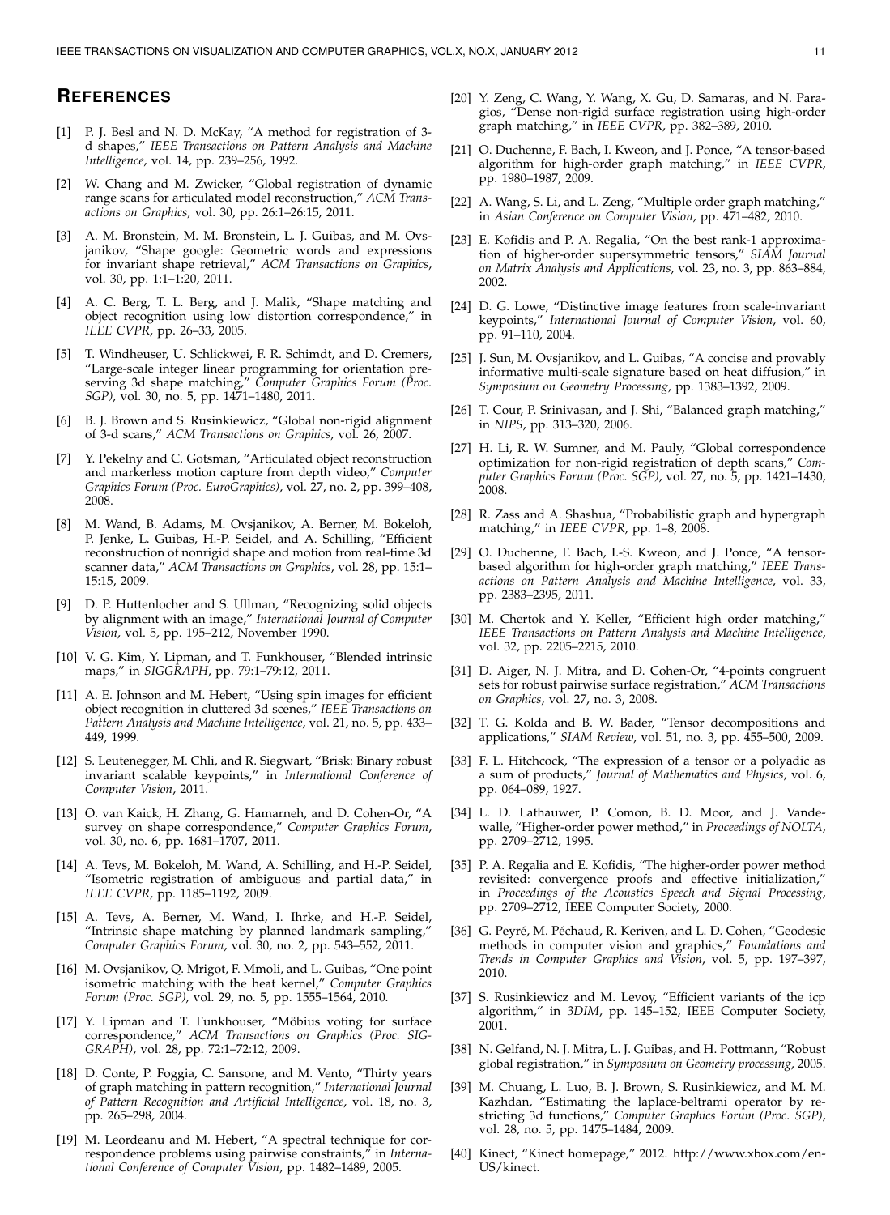## REFERENCES

[1] P. J. Besl and N. D. McKay, "A method for registration of 3-d shapes," *IEEE Transactions on Pattern Analysis and Machine Intelligence*, vol. 14, pp. 239–256, 1992.

[2] W. Chang and M. Zwicker, "Global registration of dynamic range scans for articulated model reconstruction," *ACM Transactions on Graphics*, vol. 30, pp. 26:1–26:15, 2011.

[3] A. M. Bronstein, M. M. Bronstein, L. J. Guibas, and M. Ovsjanikov, "Shape google: Geometric words and expressions for invariant shape retrieval," *ACM Transactions on Graphics*, vol. 30, pp. 1:1–1:20, 2011.

[4] A. C. Berg, T. L. Berg, and J. Malik, "Shape matching and object recognition using low distortion correspondence," in *IEEE CVPR*, pp. 26–33, 2005.

[5] T. Windheuser, U. Schlickwei, F. R. Schimdt, and D. Cremers, "Large-scale integer linear programming for orientation preserving 3d shape matching," *Computer Graphics Forum (Proc. SGP)*, vol. 30, no. 5, pp. 1471–1480, 2011.

[6] B. J. Brown and S. Rusinkiewicz, "Global non-rigid alignment of 3-d scans," *ACM Transactions on Graphics*, vol. 26, 2007.

[7] Y. Pekelny and C. Gotsman, "Articulated object reconstruction and markerless motion capture from depth video," *Computer Graphics Forum (Proc. EuroGraphics)*, vol. 27, no. 2, pp. 399–408, 2008.

[8] M. Wand, B. Adams, M. Ovsjanikov, A. Berner, M. Bokeloh, P. Jenke, L. Guibas, H.-P. Seidel, and A. Schilling, "Efficient reconstruction of nonrigid shape and motion from real-time 3d scanner data," *ACM Transactions on Graphics*, vol. 28, pp. 15:1–15:15, 2009.

[9] D. P. Huttenlocher and S. Ullman, "Recognizing solid objects by alignment with an image," *International Journal of Computer Vision*, vol. 5, pp. 195–212, November 1990.

[10] V. G. Kim, Y. Lipman, and T. Funkhouser, "Blended intrinsic maps," in *SIGGRAPH*, pp. 79:1–79:12, 2011.

[11] A. E. Johnson and M. Hebert, "Using spin images for efficient object recognition in cluttered 3d scenes," *IEEE Transactions on Pattern Analysis and Machine Intelligence*, vol. 21, no. 5, pp. 433–449, 1999.

[12] S. Leutenegger, M. Chli, and R. Siegwart, "Brisk: Binary robust invariant scalable keypoints," in *International Conference of Computer Vision*, 2011.

[13] O. van Kaick, H. Zhang, G. Hamarneh, and D. Cohen-Or, "A survey on shape correspondence," *Computer Graphics Forum*, vol. 30, no. 6, pp. 1681–1707, 2011.

[14] A. Tevs, M. Bokeloh, M. Wand, A. Schilling, and H.-P. Seidel, "Isometric registration of ambiguous and partial data," in *IEEE CVPR*, pp. 1185–1192, 2009.

[15] A. Tevs, A. Berner, M. Wand, I. Ihrke, and H.-P. Seidel, "Intrinsic shape matching by planned landmark sampling," *Computer Graphics Forum*, vol. 30, no. 2, pp. 543–552, 2011.

[16] M. Ovsjanikov, Q. Mrigot, F. Mmoli, and L. Guibas, "One point isometric matching with the heat kernel," *Computer Graphics Forum (Proc. SGP)*, vol. 29, no. 5, pp. 1555–1564, 2010.

[17] Y. Lipman and T. Funkhouser, "Möbius voting for surface correspondence," *ACM Transactions on Graphics (Proc. SIGGRAPH)*, vol. 28, pp. 72:1–72:12, 2009.

[18] D. Conte, P. Foggia, C. Sansone, and M. Vento, "Thirty years of graph matching in pattern recognition," *International Journal of Pattern Recognition and Artificial Intelligence*, vol. 18, no. 3, pp. 265–298, 2004.

[19] M. Leordeanu and M. Hebert, "A spectral technique for correspondence problems using pairwise constraints," in *International Conference of Computer Vision*, pp. 1482–1489, 2005.

[20] Y. Zeng, C. Wang, Y. Wang, X. Gu, D. Samaras, and N. Paragios, "Dense non-rigid surface registration using high-order graph matching," in *IEEE CVPR*, pp. 382–389, 2010.

[21] O. Duchenne, F. Bach, I. Kweon, and J. Ponce, "A tensor-based algorithm for high-order graph matching," in *IEEE CVPR*, pp. 1980–1987, 2009.

[22] A. Wang, S. Li, and L. Zeng, "Multiple order graph matching," in *Asian Conference on Computer Vision*, pp. 471–482, 2010.

[23] E. Kofidis and P. A. Regalia, "On the best rank-1 approximation of higher-order supersymmetric tensors," *SIAM Journal on Matrix Analysis and Applications*, vol. 23, no. 3, pp. 863–884, 2002.

[24] D. G. Lowe, "Distinctive image features from scale-invariant keypoints," *International Journal of Computer Vision*, vol. 60, pp. 91–110, 2004.

[25] J. Sun, M. Ovsjanikov, and L. Guibas, "A concise and provably informative multi-scale signature based on heat diffusion," in *Symposium on Geometry Processing*, pp. 1383–1392, 2009.

[26] T. Cour, P. Srinivasan, and J. Shi, "Balanced graph matching," in *NIPS*, pp. 313–320, 2006.

[27] H. Li, R. W. Sumner, and M. Pauly, "Global correspondence optimization for non-rigid registration of depth scans," *Computer Graphics Forum (Proc. SGP)*, vol. 27, no. 5, pp. 1421–1430, 2008.

[28] R. Zass and A. Shashua, "Probabilistic graph and hypergraph matching," in *IEEE CVPR*, pp. 1–8, 2008.

[29] O. Duchenne, F. Bach, I.-S. Kweon, and J. Ponce, "A tensor-based algorithm for high-order graph matching," *IEEE Transactions on Pattern Analysis and Machine Intelligence*, vol. 33, pp. 2383–2395, 2011.

[30] M. Chertok and Y. Keller, "Efficient high order matching," *IEEE Transactions on Pattern Analysis and Machine Intelligence*, vol. 32, pp. 2205–2215, 2010.

[31] D. Aiger, N. J. Mitra, and D. Cohen-Or, "4-points congruent sets for robust pairwise surface registration," *ACM Transactions on Graphics*, vol. 27, no. 3, 2008.

[32] T. G. Kolda and B. W. Bader, "Tensor decompositions and applications," *SIAM Review*, vol. 51, no. 3, pp. 455–500, 2009.

[33] F. L. Hitchcock, "The expression of a tensor or a polyadic as a sum of products," *Journal of Mathematics and Physics*, vol. 6, pp. 064–089, 1927.

[34] L. D. Lathauwer, P. Comon, B. D. Moor, and J. Vandewalle, "Higher-order power method," in *Proceedings of NOLTA*, pp. 2709–2712, 1995.

[35] P. A. Regalia and E. Kofidis, "The higher-order power method revisited: convergence proofs and effective initialization," in *Proceedings of the Acoustics Speech and Signal Processing*, pp. 2709–2712, IEEE Computer Society, 2000.

[36] G. Peyré, M. Péchaud, R. Keriven, and L. D. Cohen, "Geodesic methods in computer vision and graphics," *Foundations and Trends in Computer Graphics and Vision*, vol. 5, pp. 197–397, 2010.

[37] S. Rusinkiewicz and M. Levoy, "Efficient variants of the icp algorithm," in *3DIM*, pp. 145–152, IEEE Computer Society, 2001.

[38] N. Gelfand, N. J. Mitra, L. J. Guibas, and H. Pottmann, "Robust global registration," in *Symposium on Geometry processing*, 2005.

[39] M. Chuang, L. Luo, B. J. Brown, S. Rusinkiewicz, and M. M. Kazhdan, "Estimating the laplace-beltrami operator by restricting 3d functions," *Computer Graphics Forum (Proc. SGP)*, vol. 28, no. 5, pp. 1475–1484, 2009.

[40] Kinect, "Kinect homepage," 2012. http://www.xbox.com/en-US/kinect.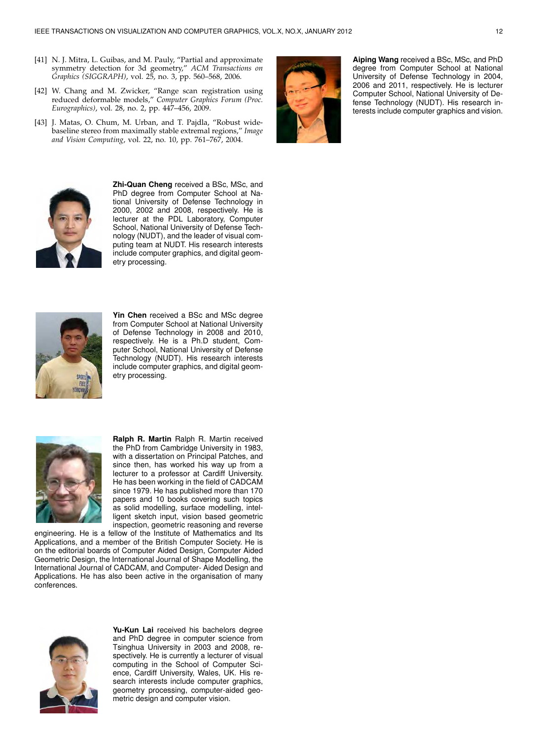[41] N. J. Mitra, L. Guibas, and M. Pauly, "Partial and approximate symmetry detection for 3d geometry," *ACM Transactions on Graphics (SIGGRAPH)*, vol. 25, no. 3, pp. 560–568, 2006.

[42] W. Chang and M. Zwicker, "Range scan registration using reduced deformable models," *Computer Graphics Forum (Proc. Eurographics)*, vol. 28, no. 2, pp. 447–456, 2009.

[43] J. Matas, O. Chum, M. Urban, and T. Pajdla, "Robust wide-baseline stereo from maximally stable extremal regions," *Image and Vision Computing*, vol. 22, no. 10, pp. 761–767, 2004.

**Zhi-Quan Cheng** received a BSc, MSc, and PhD degree from Computer School at National University of Defense Technology in 2000, 2002 and 2008, respectively. He is lecturer at the PDL Laboratory, Computer School, National University of Defense Technology (NUDT), and the leader of visual computing team at NUDT. His research interests include computer graphics, and digital geometry processing.

**Yin Chen** received a BSc and MSc degree from Computer School at National University of Defense Technology in 2008 and 2010, respectively. He is a Ph.D student, Computer School, National University of Defense Technology (NUDT). His research interests include computer graphics, and digital geometry processing.

**Ralph R. Martin** Ralph R. Martin received the PhD from Cambridge University in 1983, with a dissertation on Principal Patches, and since then, has worked his way up from a lecturer to a professor at Cardiff University. He has been working in the field of CADCAM since 1979. He has published more than 170 papers and 10 books covering such topics as solid modelling, surface modelling, intelligent sketch input, vision based geometric inspection, geometric reasoning and reverse engineering. He is a fellow of the Institute of Mathematics and Its Applications, and a member of the British Computer Society. He is on the editorial boards of Computer Aided Design, Computer Aided Geometric Design, the International Journal of Shape Modelling, the International Journal of CADCAM, and Computer- Aided Design and Applications. He has also been active in the organisation of many conferences.

**Yu-Kun Lai** received his bachelors degree and PhD degree in computer science from Tsinghua University in 2003 and 2008, respectively. He is currently a lecturer of visual computing in the School of Computer Science, Cardiff University, Wales, UK. His research interests include computer graphics, geometry processing, computer-aided geometric design and computer vision.

**Aiping Wang** received a BSc, MSc, and PhD degree from Computer School at National University of Defense Technology in 2004, 2006 and 2011, respectively. He is lecturer Computer School, National University of Defense Technology (NUDT). His research interests include computer graphics and vision.